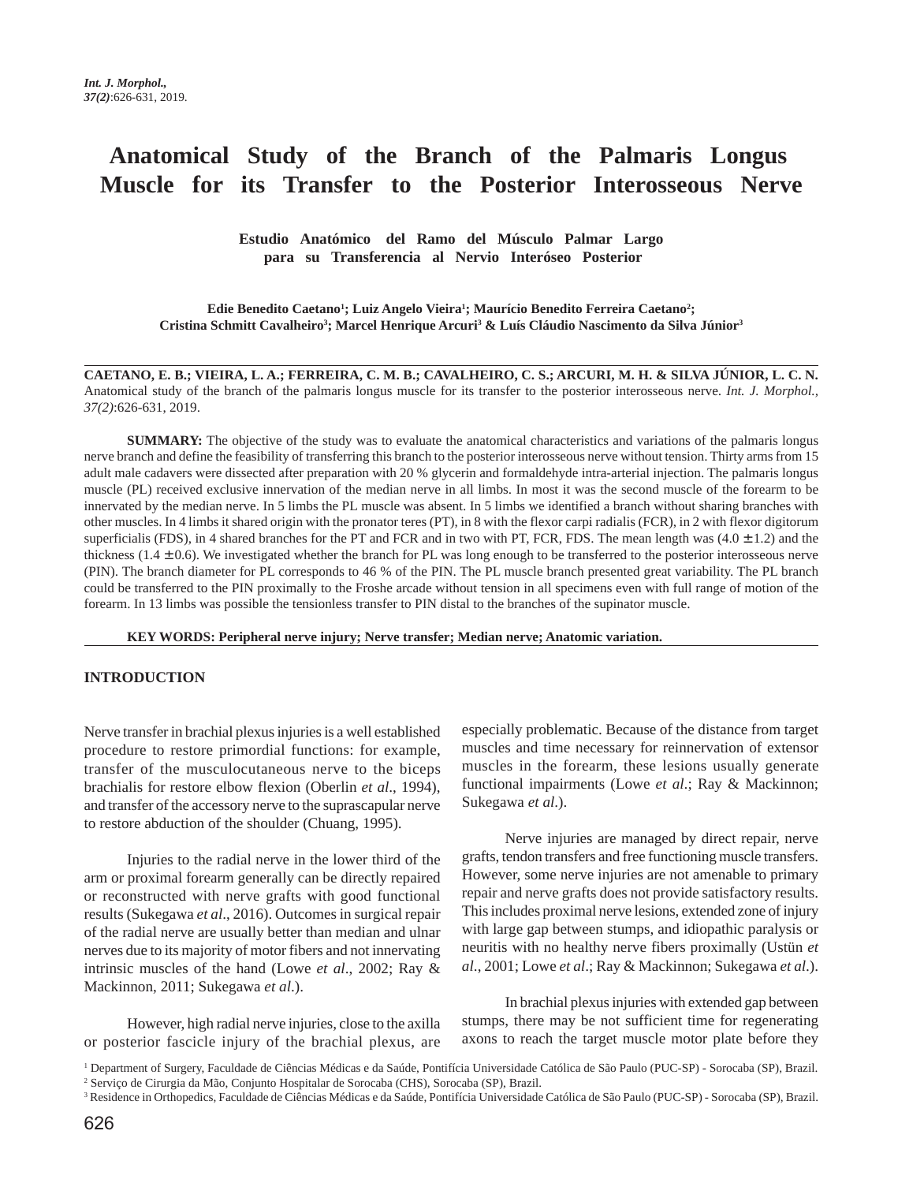# Anatomical Study of the Branch of the Palmaris Longus Muscle for its Transfer to the Posterior Interosseous Nerve

## Estudio Anatómico del Ramo del Músculo Palmar Largo para su Transferencia al Nervio Interóseo Posterior

**Edie Benedito Caetano[1]; Luiz Angelo Vieira[1]; Maurício Benedito Ferreira Caetano[2]; Cristina Schmitt Cavalheiro[3]; Marcel Henrique Arcuri[3] & Luís Cláudio Nascimento da Silva Júnior[3]**

**CAETANO, E. B.; VIEIRA, L. A.; FERREIRA, C. M. B.; CAVALHEIRO, C. S.; ARCURI, M. H. & SILVA JÚNIOR, L. C. N.** Anatomical study of the branch of the palmaris longus muscle for its transfer to the posterior interosseous nerve. *Int. J. Morphol., 37(2)*:626-631, 2019.

**SUMMARY:** The objective of the study was to evaluate the anatomical characteristics and variations of the palmaris longus nerve branch and define the feasibility of transferring this branch to the posterior interosseous nerve without tension. Thirty arms from 15 adult male cadavers were dissected after preparation with 20 % glycerin and formaldehyde intra-arterial injection. The palmaris longus muscle (PL) received exclusive innervation of the median nerve in all limbs. In most it was the second muscle of the forearm to be innervated by the median nerve. In 5 limbs the PL muscle was absent. In 5 limbs we identified a branch without sharing branches with other muscles. In 4 limbs it shared origin with the pronator teres (PT), in 8 with the flexor carpi radialis (FCR), in 2 with flexor digitorum superficialis (FDS), in 4 shared branches for the PT and FCR and in two with PT, FCR, FDS. The mean length was ($4.0 \pm 1.2$) and the thickness ($1.4 \pm 0.6$). We investigated whether the branch for PL was long enough to be transferred to the posterior interosseous nerve (PIN). The branch diameter for PL corresponds to 46 % of the PIN. The PL muscle branch presented great variability. The PL branch could be transferred to the PIN proximally to the Froshe arcade without tension in all specimens even with full range of motion of the forearm. In 13 limbs was possible the tensionless transfer to PIN distal to the branches of the supinator muscle.

**KEY WORDS: Peripheral nerve injury; Nerve transfer; Median nerve; Anatomic variation.**

## INTRODUCTION

Nerve transfer in brachial plexus injuries is a well established procedure to restore primordial functions: for example, transfer of the musculocutaneous nerve to the biceps brachialis for restore elbow flexion (Oberlin *et al*., 1994), and transfer of the accessory nerve to the suprascapular nerve to restore abduction of the shoulder (Chuang, 1995).

Injuries to the radial nerve in the lower third of the arm or proximal forearm generally can be directly repaired or reconstructed with nerve grafts with good functional results (Sukegawa *et al*., 2016). Outcomes in surgical repair of the radial nerve are usually better than median and ulnar nerves due to its majority of motor fibers and not innervating intrinsic muscles of the hand (Lowe *et al*., 2002; Ray & Mackinnon, 2011; Sukegawa *et al*.).

However, high radial nerve injuries, close to the axilla or posterior fascicle injury of the brachial plexus, are especially problematic. Because of the distance from target muscles and time necessary for reinnervation of extensor muscles in the forearm, these lesions usually generate functional impairments (Lowe *et al*.; Ray & Mackinnon; Sukegawa *et al*.).

Nerve injuries are managed by direct repair, nerve grafts, tendon transfers and free functioning muscle transfers. However, some nerve injuries are not amenable to primary repair and nerve grafts does not provide satisfactory results. This includes proximal nerve lesions, extended zone of injury with large gap between stumps, and idiopathic paralysis or neuritis with no healthy nerve fibers proximally (Ustün *et al*., 2001; Lowe *et al*.; Ray & Mackinnon; Sukegawa *et al*.).

In brachial plexus injuries with extended gap between stumps, there may be not sufficient time for regenerating axons to reach the target muscle motor plate before they

[1] Department of Surgery, Faculdade de Ciências Médicas e da Saúde, Pontifícia Universidade Católica de São Paulo (PUC-SP) - Sorocaba (SP), Brazil.
[2] Serviço de Cirurgia da Mão, Conjunto Hospitalar de Sorocaba (CHS), Sorocaba (SP), Brazil.
[3] Residence in Orthopedics, Faculdade de Ciências Médicas e da Saúde, Pontifícia Universidade Católica de São Paulo (PUC-SP) - Sorocaba (SP), Brazil.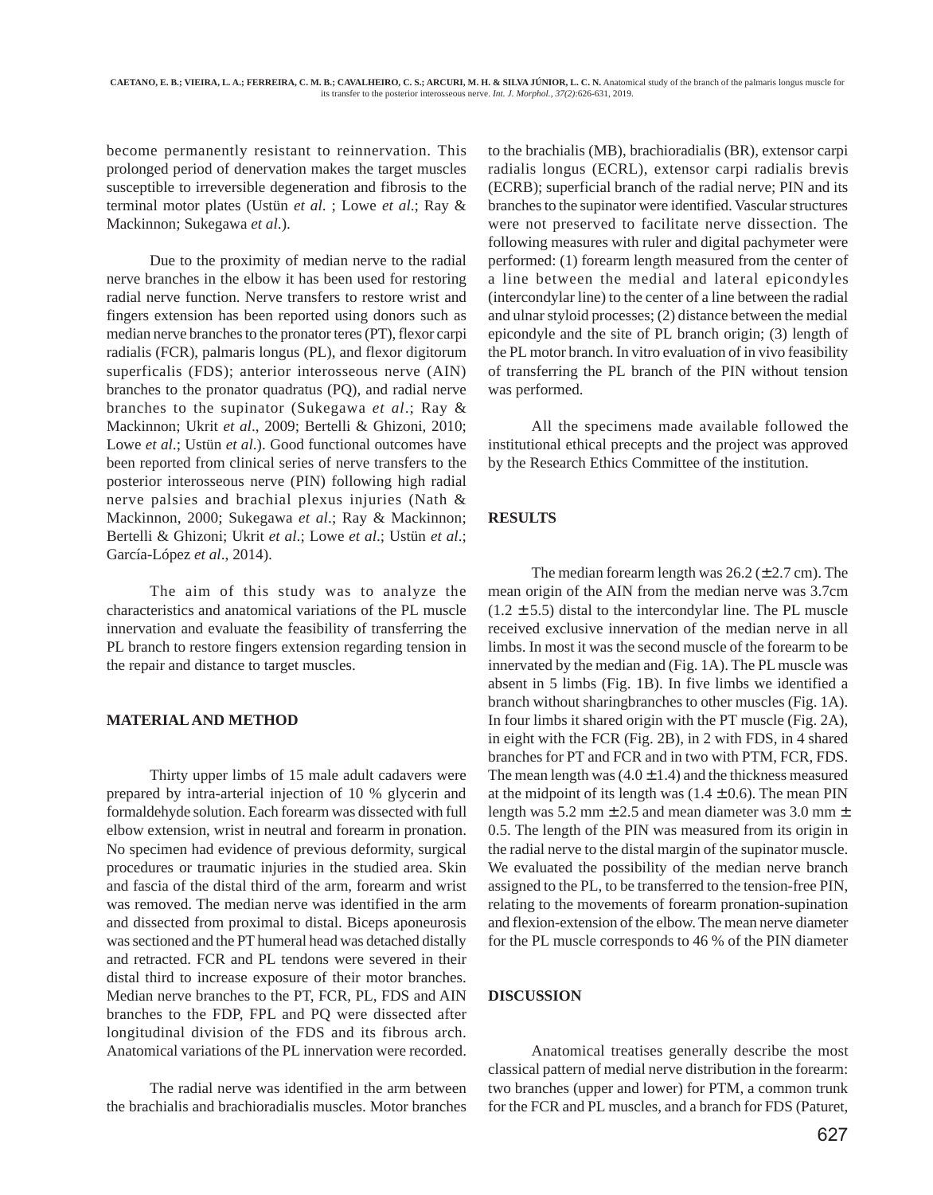become permanently resistant to reinnervation. This prolonged period of denervation makes the target muscles susceptible to irreversible degeneration and fibrosis to the terminal motor plates (Ustün *et al.* ; Lowe *et al*.; Ray & Mackinnon; Sukegawa *et al*.).

Due to the proximity of median nerve to the radial nerve branches in the elbow it has been used for restoring radial nerve function. Nerve transfers to restore wrist and fingers extension has been reported using donors such as median nerve branches to the pronator teres (PT), flexor carpi radialis (FCR), palmaris longus (PL), and flexor digitorum superficalis (FDS); anterior interosseous nerve (AIN) branches to the pronator quadratus (PQ), and radial nerve branches to the supinator (Sukegawa *et al*.; Ray & Mackinnon; Ukrit *et al*., 2009; Bertelli & Ghizoni, 2010; Lowe *et al*.; Ustün *et al*.). Good functional outcomes have been reported from clinical series of nerve transfers to the posterior interosseous nerve (PIN) following high radial nerve palsies and brachial plexus injuries (Nath & Mackinnon, 2000; Sukegawa *et al*.; Ray & Mackinnon; Bertelli & Ghizoni; Ukrit *et al*.; Lowe *et al*.; Ustün *et al*.; García-López *et al*., 2014).

The aim of this study was to analyze the characteristics and anatomical variations of the PL muscle innervation and evaluate the feasibility of transferring the PL branch to restore fingers extension regarding tension in the repair and distance to target muscles.

## MATERIAL AND METHOD

Thirty upper limbs of 15 male adult cadavers were prepared by intra-arterial injection of 10 % glycerin and formaldehyde solution. Each forearm was dissected with full elbow extension, wrist in neutral and forearm in pronation. No specimen had evidence of previous deformity, surgical procedures or traumatic injuries in the studied area. Skin and fascia of the distal third of the arm, forearm and wrist was removed. The median nerve was identified in the arm and dissected from proximal to distal. Biceps aponeurosis was sectioned and the PT humeral head was detached distally and retracted. FCR and PL tendons were severed in their distal third to increase exposure of their motor branches. Median nerve branches to the PT, FCR, PL, FDS and AIN branches to the FDP, FPL and PQ were dissected after longitudinal division of the FDS and its fibrous arch. Anatomical variations of the PL innervation were recorded.

The radial nerve was identified in the arm between the brachialis and brachioradialis muscles. Motor branches to the brachialis (MB), brachioradialis (BR), extensor carpi radialis longus (ECRL), extensor carpi radialis brevis (ECRB); superficial branch of the radial nerve; PIN and its branches to the supinator were identified. Vascular structures were not preserved to facilitate nerve dissection. The following measures with ruler and digital pachymeter were performed: (1) forearm length measured from the center of a line between the medial and lateral epicondyles (intercondylar line) to the center of a line between the radial and ulnar styloid processes; (2) distance between the medial epicondyle and the site of PL branch origin; (3) length of the PL motor branch. In vitro evaluation of in vivo feasibility of transferring the PL branch of the PIN without tension was performed.

All the specimens made available followed the institutional ethical precepts and the project was approved by the Research Ethics Committee of the institution.

## RESULTS

The median forearm length was 26.2 (± 2.7 cm). The mean origin of the AIN from the median nerve was 3.7cm (1.2 ± 5.5) distal to the intercondylar line. The PL muscle received exclusive innervation of the median nerve in all limbs. In most it was the second muscle of the forearm to be innervated by the median and (Fig. 1A). The PL muscle was absent in 5 limbs (Fig. 1B). In five limbs we identified a branch without sharingbranches to other muscles (Fig. 1A). In four limbs it shared origin with the PT muscle (Fig. 2A), in eight with the FCR (Fig. 2B), in 2 with FDS, in 4 shared branches for PT and FCR and in two with PTM, FCR, FDS. The mean length was (4.0 ± 1.4) and the thickness measured at the midpoint of its length was (1.4 ± 0.6). The mean PIN length was 5.2 mm ± 2.5 and mean diameter was 3.0 mm ± 0.5. The length of the PIN was measured from its origin in the radial nerve to the distal margin of the supinator muscle. We evaluated the possibility of the median nerve branch assigned to the PL, to be transferred to the tension-free PIN, relating to the movements of forearm pronation-supination and flexion-extension of the elbow. The mean nerve diameter for the PL muscle corresponds to 46 % of the PIN diameter

## DISCUSSION

Anatomical treatises generally describe the most classical pattern of medial nerve distribution in the forearm: two branches (upper and lower) for PTM, a common trunk for the FCR and PL muscles, and a branch for FDS (Paturet,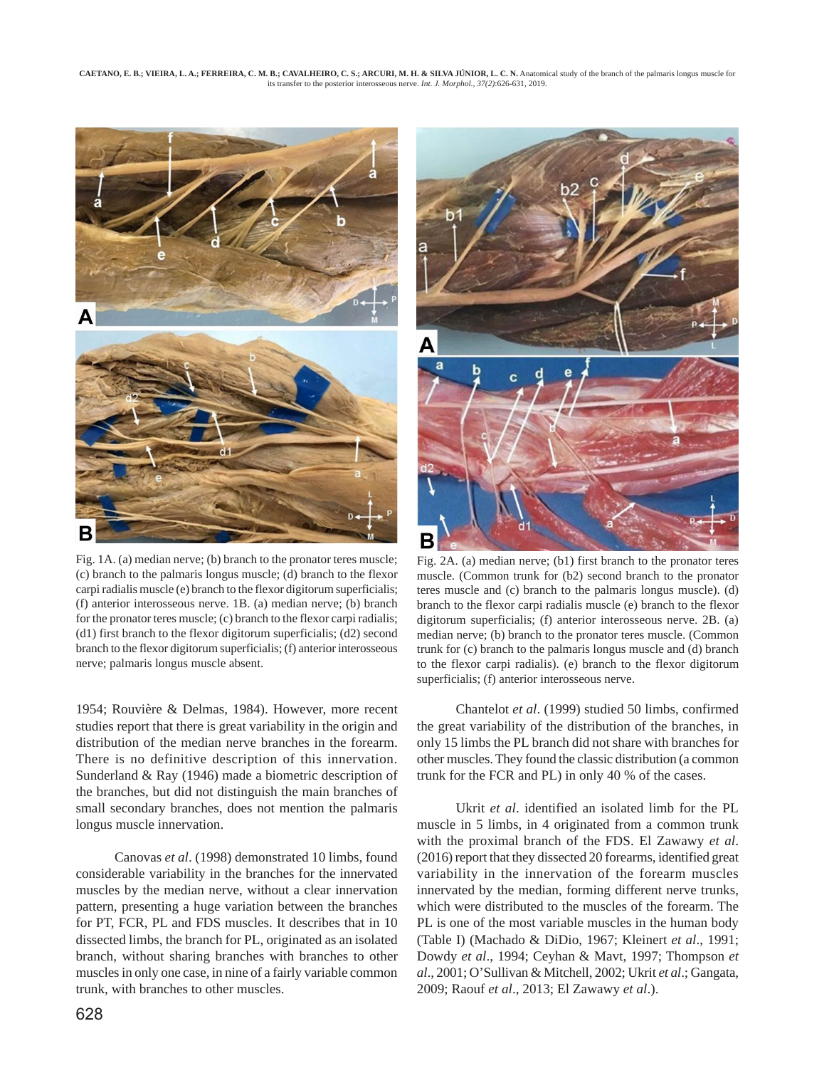Fig. 1A. (a) median nerve; (b) branch to the pronator teres muscle; (c) branch to the palmaris longus muscle; (d) branch to the flexor carpi radialis muscle (e) branch to the flexor digitorum superficialis; (f) anterior interosseous nerve. 1B. (a) median nerve; (b) branch for the pronator teres muscle; (c) branch to the flexor carpi radialis; (d1) first branch to the flexor digitorum superficialis; (d2) second branch to the flexor digitorum superficialis; (f) anterior interosseous nerve; palmaris longus muscle absent.

Fig. 2A. (a) median nerve; (b1) first branch to the pronator teres muscle. (Common trunk for (b2) second branch to the pronator teres muscle and (c) branch to the palmaris longus muscle). (d) branch to the flexor carpi radialis muscle (e) branch to the flexor digitorum superficialis; (f) anterior interosseous nerve. 2B. (a) median nerve; (b) branch to the pronator teres muscle. (Common trunk for (c) branch to the palmaris longus muscle and (d) branch to the flexor carpi radialis). (e) branch to the flexor digitorum superficialis; (f) anterior interosseous nerve.

1954; Rouvière & Delmas, 1984). However, more recent studies report that there is great variability in the origin and distribution of the median nerve branches in the forearm. There is no definitive description of this innervation. Sunderland & Ray (1946) made a biometric description of the branches, but did not distinguish the main branches of small secondary branches, does not mention the palmaris longus muscle innervation.

Canovas *et al*. (1998) demonstrated 10 limbs, found considerable variability in the branches for the innervated muscles by the median nerve, without a clear innervation pattern, presenting a huge variation between the branches for PT, FCR, PL and FDS muscles. It describes that in 10 dissected limbs, the branch for PL, originated as an isolated branch, without sharing branches with branches to other muscles in only one case, in nine of a fairly variable common trunk, with branches to other muscles.

Chantelot *et al*. (1999) studied 50 limbs, confirmed the great variability of the distribution of the branches, in only 15 limbs the PL branch did not share with branches for other muscles. They found the classic distribution (a common trunk for the FCR and PL) in only 40 % of the cases.

Ukrit *et al*. identified an isolated limb for the PL muscle in 5 limbs, in 4 originated from a common trunk with the proximal branch of the FDS. El Zawawy *et al*. (2016) report that they dissected 20 forearms, identified great variability in the innervation of the forearm muscles innervated by the median, forming different nerve trunks, which were distributed to the muscles of the forearm. The PL is one of the most variable muscles in the human body (Table I) (Machado & DiDio, 1967; Kleinert *et al*., 1991; Dowdy *et al*., 1994; Ceyhan & Mavt, 1997; Thompson *et al*., 2001; O'Sullivan & Mitchell, 2002; Ukrit *et al*.; Gangata, 2009; Raouf *et al*., 2013; El Zawawy *et al*.).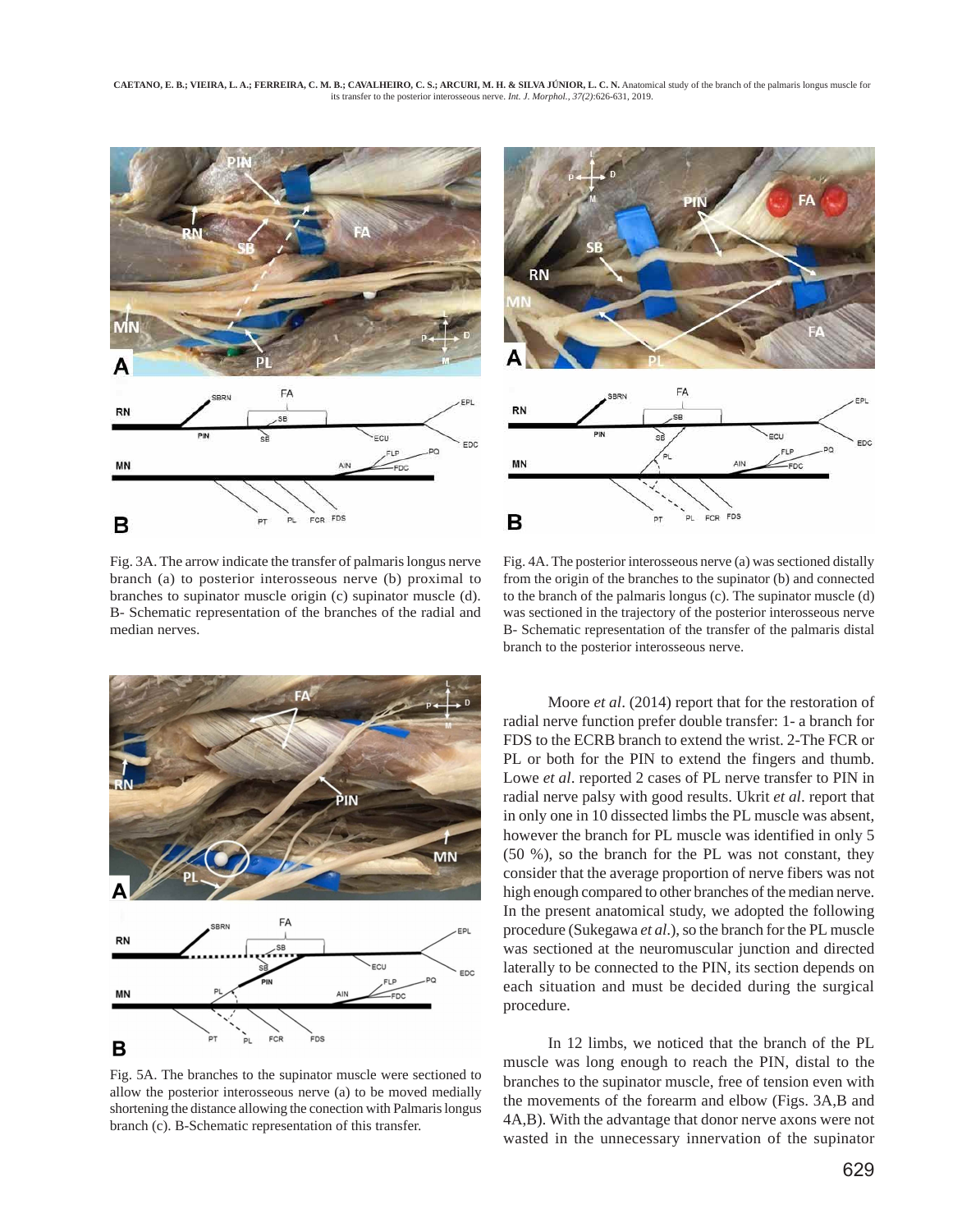Fig. 3A. The arrow indicate the transfer of palmaris longus nerve branch (a) to posterior interosseous nerve (b) proximal to branches to supinator muscle origin (c) supinator muscle (d). B- Schematic representation of the branches of the radial and median nerves.

Fig. 4A. The posterior interosseous nerve (a) was sectioned distally from the origin of the branches to the supinator (b) and connected to the branch of the palmaris longus (c). The supinator muscle (d) was sectioned in the trajectory of the posterior interosseous nerve B- Schematic representation of the transfer of the palmaris distal branch to the posterior interosseous nerve.

Fig. 5A. The branches to the supinator muscle were sectioned to allow the posterior interosseous nerve (a) to be moved medially shortening the distance allowing the conection with Palmaris longus branch (c). B-Schematic representation of this transfer.

Moore *et al*. (2014) report that for the restoration of radial nerve function prefer double transfer: 1- a branch for FDS to the ECRB branch to extend the wrist. 2-The FCR or PL or both for the PIN to extend the fingers and thumb. Lowe *et al*. reported 2 cases of PL nerve transfer to PIN in radial nerve palsy with good results. Ukrit *et al*. report that in only one in 10 dissected limbs the PL muscle was absent, however the branch for PL muscle was identified in only 5 (50 %), so the branch for the PL was not constant, they consider that the average proportion of nerve fibers was not high enough compared to other branches of the median nerve. In the present anatomical study, we adopted the following procedure (Sukegawa *et al*.), so the branch for the PL muscle was sectioned at the neuromuscular junction and directed laterally to be connected to the PIN, its section depends on each situation and must be decided during the surgical procedure.

In 12 limbs, we noticed that the branch of the PL muscle was long enough to reach the PIN, distal to the branches to the supinator muscle, free of tension even with the movements of the forearm and elbow (Figs. 3A,B and 4A,B). With the advantage that donor nerve axons were not wasted in the unnecessary innervation of the supinator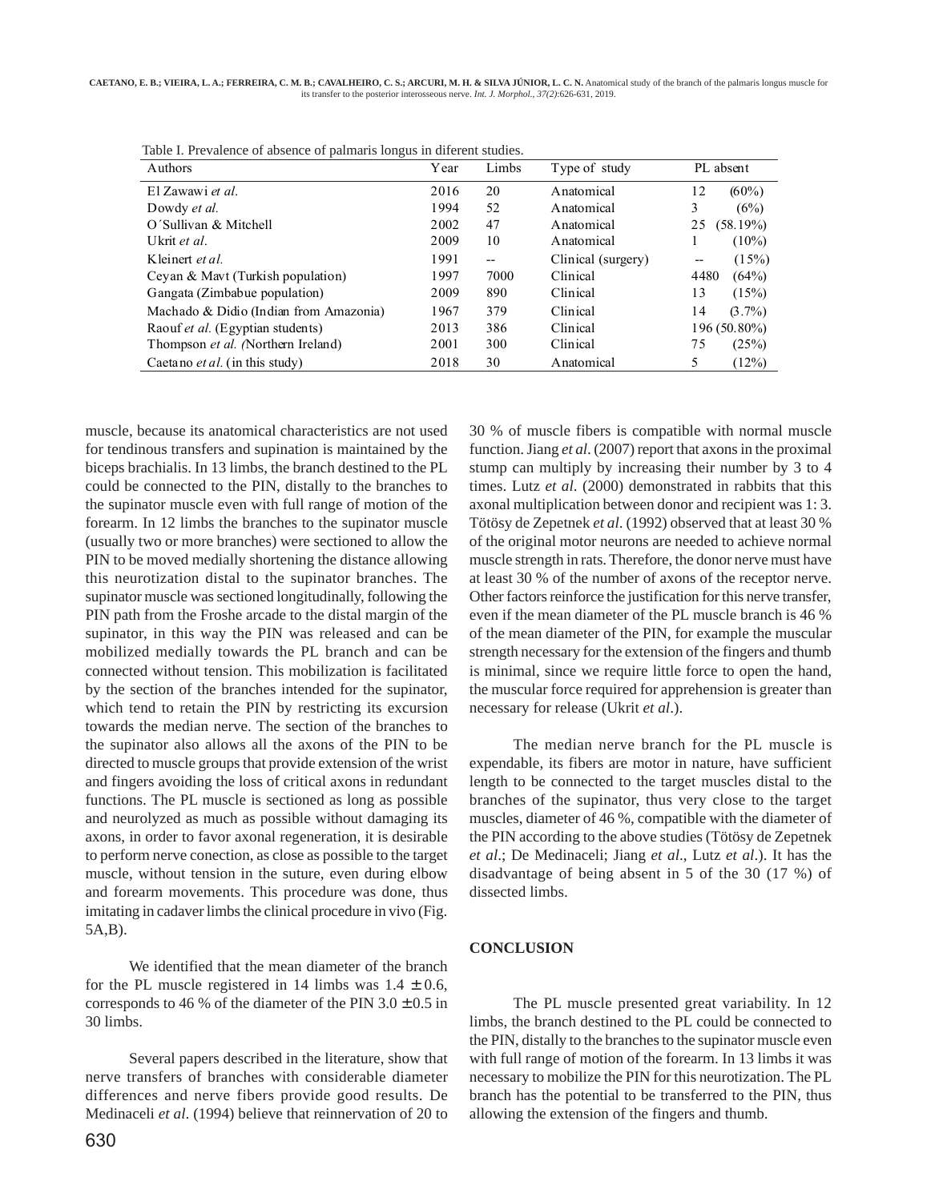Table I. Prevalence of absence of palmaris longus in diferent studies.

| Authors | Year | Limbs | Type of study | PL absent |
|---|---|---|---|---|
| El Zawawi *et al.* | 2016 | 20 | Anatomical | 12 (60%) |
| Dowdy *et al.* | 1994 | 52 | Anatomical | 3 (6%) |
| O´Sullivan & Mitchell | 2002 | 47 | Anatomical | 25 (58.19%) |
| Ukrit *et al.* | 2009 | 10 | Anatomical | 1 (10%) |
| Kleinert *et al.* | 1991 | -- | Clinical (surgery) | -- (15%) |
| Ceyan & Mavt (Turkish population) | 1997 | 7000 | Clinical | 4480 (64%) |
| Gangata (Zimbabue population) | 2009 | 890 | Clinical | 13 (15%) |
| Machado & Didio (Indian from Amazonia) | 1967 | 379 | Clinical | 14 (3.7%) |
| Raouf *et al.* (Egyptian students) | 2013 | 386 | Clinical | 196 (50.80%) |
| Thompson *et al.* (Northern Ireland) | 2001 | 300 | Clinical | 75 (25%) |
| Caetano *et al.* (in this study) | 2018 | 30 | Anatomical | 5 (12%) |

muscle, because its anatomical characteristics are not used for tendinous transfers and supination is maintained by the biceps brachialis. In 13 limbs, the branch destined to the PL could be connected to the PIN, distally to the branches to the supinator muscle even with full range of motion of the forearm. In 12 limbs the branches to the supinator muscle (usually two or more branches) were sectioned to allow the PIN to be moved medially shortening the distance allowing this neurotization distal to the supinator branches. The supinator muscle was sectioned longitudinally, following the PIN path from the Froshe arcade to the distal margin of the supinator, in this way the PIN was released and can be mobilized medially towards the PL branch and can be connected without tension. This mobilization is facilitated by the section of the branches intended for the supinator, which tend to retain the PIN by restricting its excursion towards the median nerve. The section of the branches to the supinator also allows all the axons of the PIN to be directed to muscle groups that provide extension of the wrist and fingers avoiding the loss of critical axons in redundant functions. The PL muscle is sectioned as long as possible and neurolyzed as much as possible without damaging its axons, in order to favor axonal regeneration, it is desirable to perform nerve conection, as close as possible to the target muscle, without tension in the suture, even during elbow and forearm movements. This procedure was done, thus imitating in cadaver limbs the clinical procedure in vivo (Fig. 5A,B).

We identified that the mean diameter of the branch for the PL muscle registered in 14 limbs was 1.4 ± 0.6, corresponds to 46 % of the diameter of the PIN 3.0 ± 0.5 in 30 limbs.

Several papers described in the literature, show that nerve transfers of branches with considerable diameter differences and nerve fibers provide good results. De Medinaceli *et al.* (1994) believe that reinnervation of 20 to 30 % of muscle fibers is compatible with normal muscle function. Jiang *et al.* (2007) report that axons in the proximal stump can multiply by increasing their number by 3 to 4 times. Lutz *et al.* (2000) demonstrated in rabbits that this axonal multiplication between donor and recipient was 1: 3. Tötösy de Zepetnek *et al.* (1992) observed that at least 30 % of the original motor neurons are needed to achieve normal muscle strength in rats. Therefore, the donor nerve must have at least 30 % of the number of axons of the receptor nerve. Other factors reinforce the justification for this nerve transfer, even if the mean diameter of the PL muscle branch is 46 % of the mean diameter of the PIN, for example the muscular strength necessary for the extension of the fingers and thumb is minimal, since we require little force to open the hand, the muscular force required for apprehension is greater than necessary for release (Ukrit *et al.*).

The median nerve branch for the PL muscle is expendable, its fibers are motor in nature, have sufficient length to be connected to the target muscles distal to the branches of the supinator, thus very close to the target muscles, diameter of 46 %, compatible with the diameter of the PIN according to the above studies (Tötösy de Zepetnek *et al.*; De Medinaceli; Jiang *et al.*, Lutz *et al.*). It has the disadvantage of being absent in 5 of the 30 (17 %) of dissected limbs.

## CONCLUSION

The PL muscle presented great variability. In 12 limbs, the branch destined to the PL could be connected to the PIN, distally to the branches to the supinator muscle even with full range of motion of the forearm. In 13 limbs it was necessary to mobilize the PIN for this neurotization. The PL branch has the potential to be transferred to the PIN, thus allowing the extension of the fingers and thumb.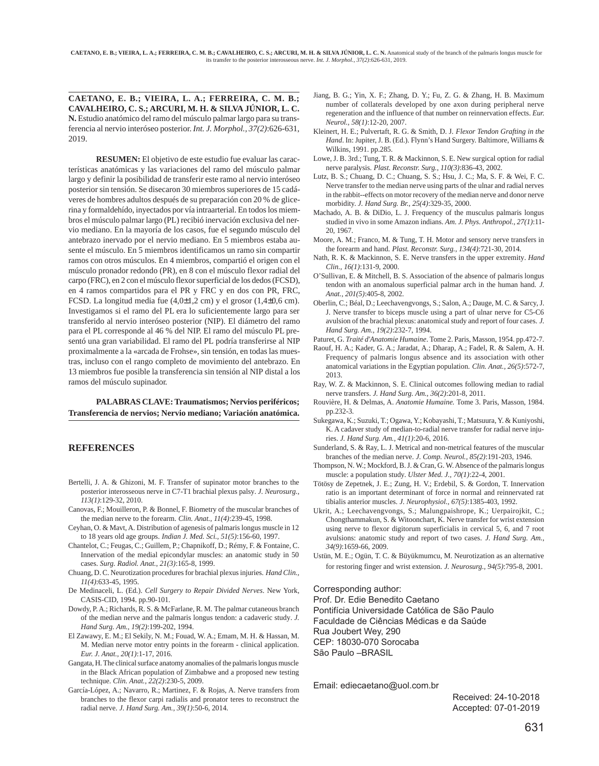**CAETANO, E. B.; VIEIRA, L. A.; FERREIRA, C. M. B.; CAVALHEIRO, C. S.; ARCURI, M. H. & SILVA JÚNIOR, L. C. N.** Estudio anatómico del ramo del músculo palmar largo para su transferencia al nervio interóseo posterior. *Int. J. Morphol., 37(2)*:626-631, 2019.

**RESUMEN:** El objetivo de este estudio fue evaluar las características anatómicas y las variaciones del ramo del músculo palmar largo y definir la posibilidad de transferir este ramo al nervio interóseo posterior sin tensión. Se disecaron 30 miembros superiores de 15 cadáveres de hombres adultos después de su preparación con 20 % de glicerina y formaldehído, inyectados por vía intraarterial. En todos los miembros el músculo palmar largo (PL) recibió inervación exclusiva del nervio mediano. En la mayoría de los casos, fue el segundo músculo del antebrazo inervado por el nervio mediano. En 5 miembros estaba ausente el músculo. En 5 miembros identificamos un ramo sin compartir ramos con otros músculos. En 4 miembros, compartió el origen con el músculo pronador redondo (PR), en 8 con el músculo flexor radial del carpo (FRC), en 2 con el músculo flexor superficial de los dedos (FCSD), en 4 ramos compartidos para el PR y FRC y en dos con PR, FRC, FCSD. La longitud media fue (4,0±1,2 cm) y el grosor (1,4±0,6 cm). Investigamos si el ramo del PL era lo suficientemente largo para ser transferido al nervio interóseo posterior (NIP). El diámetro del ramo para el PL corresponde al 46 % del NIP. El ramo del músculo PL presentó una gran variabilidad. El ramo del PL podría transferirse al NIP proximalmente a la «arcada de Frohse», sin tensión, en todas las muestras, incluso con el rango completo de movimiento del antebrazo. En 13 miembros fue posible la transferencia sin tensión al NIP distal a los ramos del músculo supinador.

**PALABRAS CLAVE: Traumatismos; Nervios periféricos; Transferencia de nervios; Nervio mediano; Variación anatómica.**

## REFERENCES

Bertelli, J. A. & Ghizoni, M. F. Transfer of supinator motor branches to the posterior interosseous nerve in C7-T1 brachial plexus palsy. *J. Neurosurg., 113(1)*:129-32, 2010.

Canovas, F.; Mouilleron, P. & Bonnel, F. Biometry of the muscular branches of the median nerve to the forearm. *Clin. Anat., 11(4)*:239-45, 1998.

Ceyhan, O. & Mavt, A. Distribution of agenesis of palmaris longus muscle in 12 to 18 years old age groups. *Indian J. Med. Sci., 51(5)*:156-60, 1997.

Chantelot, C.; Feugas, C.; Guillem, P.; Chapnikoff, D.; Rémy, F. & Fontaine, C. Innervation of the medial epicondylar muscles: an anatomic study in 50 cases. *Surg. Radiol. Anat., 21(3)*:165-8, 1999.

Chuang, D. C. Neurotization procedures for brachial plexus injuries. *Hand Clin., 11(4)*:633-45, 1995.

De Medinaceli, L. (Ed.). *Cell Surgery to Repair Divided Nerves*. New York, CASIS-CID, 1994. pp.90-101.

Dowdy, P. A.; Richards, R. S. & McFarlane, R. M. The palmar cutaneous branch of the median nerve and the palmaris longus tendon: a cadaveric study. *J. Hand Surg. Am., 19(2)*:199-202, 1994.

El Zawawy, E. M.; El Sekily, N. M.; Fouad, W. A.; Emam, M. H. & Hassan, M. M. Median nerve motor entry points in the forearm - clinical application. *Eur. J. Anat., 20(1)*:1-17, 2016.

Gangata, H. The clinical surface anatomy anomalies of the palmaris longus muscle in the Black African population of Zimbabwe and a proposed new testing technique. *Clin. Anat., 22(2)*:230-5, 2009.

García-López, A.; Navarro, R.; Martinez, F. & Rojas, A. Nerve transfers from branches to the flexor carpi radialis and pronator teres to reconstruct the radial nerve. *J. Hand Surg. Am., 39(1)*:50-6, 2014.

Jiang, B. G.; Yin, X. F.; Zhang, D. Y.; Fu, Z. G. & Zhang, H. B. Maximum number of collaterals developed by one axon during peripheral nerve regeneration and the influence of that number on reinnervation effects. *Eur. Neurol., 58(1)*:12-20, 2007.

Kleinert, H. E.; Pulvertaft, R. G. & Smith, D. J. *Flexor Tendon Grafting in the Hand*. In: Jupiter, J. B. (Ed.). Flynn's Hand Surgery. Baltimore, Williams & Wilkins, 1991. pp.285.

Lowe, J. B. 3rd.; Tung, T. R. & Mackinnon, S. E. New surgical option for radial nerve paralysis. *Plast. Reconstr. Surg., 110(3)*:836-43, 2002.

Lutz, B. S.; Chuang, D. C.; Chuang, S. S.; Hsu, J. C.; Ma, S. F. & Wei, F. C. Nerve transfer to the median nerve using parts of the ulnar and radial nerves in the rabbit--effects on motor recovery of the median nerve and donor nerve morbidity. *J. Hand Surg. Br., 25(4)*:329-35, 2000.

Machado, A. B. & DiDio, L. J. Frequency of the musculus palmaris longus studied in vivo in some Amazon indians. *Am. J. Phys. Anthropol., 27(1)*:11-20, 1967.

Moore, A. M.; Franco, M. & Tung, T. H. Motor and sensory nerve transfers in the forearm and hand. *Plast. Reconstr. Surg., 134(4)*:721-30, 2014.

Nath, R. K. & Mackinnon, S. E. Nerve transfers in the upper extremity. *Hand Clin., 16(1)*:131-9, 2000.

O'Sullivan, E. & Mitchell, B. S. Association of the absence of palmaris longus tendon with an anomalous superficial palmar arch in the human hand. *J. Anat., 201(5)*:405-8, 2002.

Oberlin, C.; Béal, D.; Leechavengvongs, S.; Salon, A.; Dauge, M. C. & Sarcy, J. J. Nerve transfer to biceps muscle using a part of ulnar nerve for C5-C6 avulsion of the brachial plexus: anatomical study and report of four cases. *J. Hand Surg. Am., 19(2)*:232-7, 1994.

Paturet, G. *Traité d'Anatomie Humaine*. Tome 2. Paris, Masson, 1954. pp.472-7.

Raouf, H. A.; Kader, G. A.; Jaradat, A.; Dharap, A.; Fadel, R. & Salem, A. H. Frequency of palmaris longus absence and its association with other anatomical variations in the Egyptian population. *Clin. Anat., 26(5)*:572-7, 2013.

Ray, W. Z. & Mackinnon, S. E. Clinical outcomes following median to radial nerve transfers. *J. Hand Surg. Am., 36(2)*:201-8, 2011.

Rouvière, H. & Delmas, A. *Anatomie Humaine.* Tome 3. Paris, Masson, 1984. pp.232-3.

Sukegawa, K.; Suzuki, T.; Ogawa, Y.; Kobayashi, T.; Matsuura, Y. & Kuniyoshi, K. A cadaver study of median-to-radial nerve transfer for radial nerve injuries. *J. Hand Surg. Am., 41(1)*:20-6, 2016.

Sunderland, S. & Ray, L. J. Metrical and non-metrical features of the muscular branches of the median nerve. *J. Comp. Neurol., 85(2)*:191-203, 1946.

Thompson, N. W.; Mockford, B. J. & Cran, G. W. Absence of the palmaris longus muscle: a population study. *Ulster Med. J., 70(1)*:22-4, 2001.

Tötösy de Zepetnek, J. E.; Zung, H. V.; Erdebil, S. & Gordon, T. Innervation ratio is an important determinant of force in normal and reinnervated rat tibialis anterior muscles. *J. Neurophysiol., 67(5)*:1385-403, 1992.

Ukrit, A.; Leechavengvongs, S.; Malungpaishrope, K.; Uerpairojkit, C.; Chongthammakun, S. & Witoonchart, K. Nerve transfer for wrist extension using nerve to flexor digitorum superficialis in cervical 5, 6, and 7 root avulsions: anatomic study and report of two cases. *J. Hand Surg. Am., 34(9)*:1659-66, 2009.

Ustün, M. E.; Ogün, T. C. & Büyükmumcu, M. Neurotization as an alternative for restoring finger and wrist extension. *J. Neurosurg., 94(5)*:795-8, 2001.

Corresponding author:
Prof. Dr. Edie Benedito Caetano
Pontifícia Universidade Católica de São Paulo
Faculdade de Ciências Médicas e da Saúde
Rua Joubert Wey, 290
CEP: 18030-070 Sorocaba
São Paulo –BRASIL

Email: ediecaetano@uol.com.br

Received: 24-10-2018
Accepted: 07-01-2019